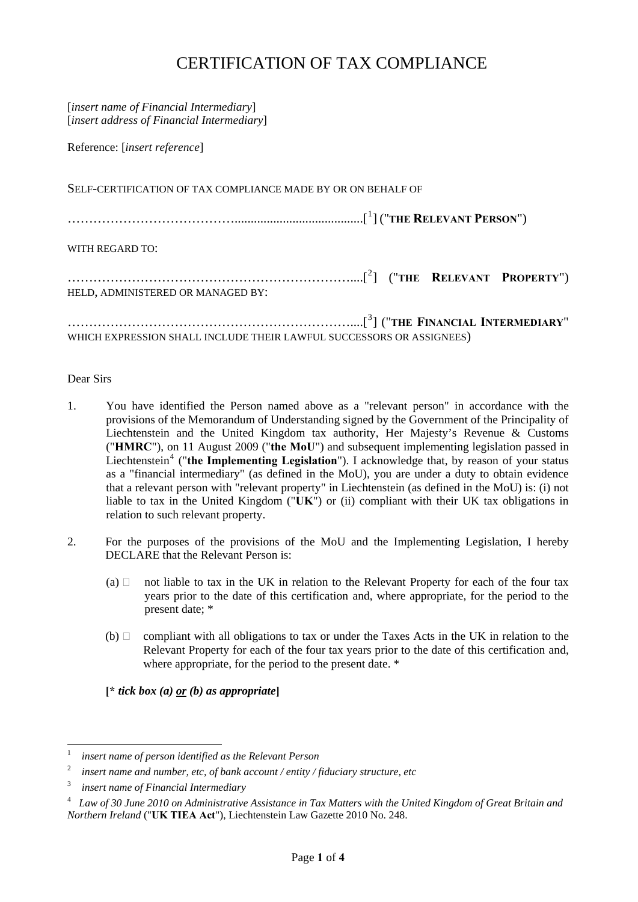# CERTIFICATION OF TAX COMPLIANCE

[*insert name of Financial Intermediary*]
[*insert address of Financial Intermediary*]

Reference: [*insert reference*]

SELF-CERTIFICATION OF TAX COMPLIANCE MADE BY OR ON BEHALF OF

………………………………........................................[1] ("**THE RELEVANT PERSON**")

WITH REGARD TO:

……………………………………………………………....[2] ("**THE RELEVANT PROPERTY**") HELD, ADMINISTERED OR MANAGED BY:

……………………………………………………………....[3] ("**THE FINANCIAL INTERMEDIARY**" WHICH EXPRESSION SHALL INCLUDE THEIR LAWFUL SUCCESSORS OR ASSIGNEES)

Dear Sirs

1. You have identified the Person named above as a "relevant person" in accordance with the provisions of the Memorandum of Understanding signed by the Government of the Principality of Liechtenstein and the United Kingdom tax authority, Her Majesty's Revenue & Customs ("**HMRC**"), on 11 August 2009 ("**the MoU**") and subsequent implementing legislation passed in Liechtenstein[4] ("**the Implementing Legislation**"). I acknowledge that, by reason of your status as a "financial intermediary" (as defined in the MoU), you are under a duty to obtain evidence that a relevant person with "relevant property" in Liechtenstein (as defined in the MoU) is: (i) not liable to tax in the United Kingdom ("**UK**") or (ii) compliant with their UK tax obligations in relation to such relevant property.

2. For the purposes of the provisions of the MoU and the Implementing Legislation, I hereby DECLARE that the Relevant Person is:

   (a) ☐ not liable to tax in the UK in relation to the Relevant Property for each of the four tax years prior to the date of this certification and, where appropriate, for the period to the present date; *

   (b) ☐ compliant with all obligations to tax or under the Taxes Acts in the UK in relation to the Relevant Property for each of the four tax years prior to the date of this certification and, where appropriate, for the period to the present date. *

   **[\* *tick box (a) <u>or</u> (b) as appropriate*]**

---

1 *insert name of person identified as the Relevant Person*

2 *insert name and number, etc, of bank account / entity / fiduciary structure, etc*

3 *insert name of Financial Intermediary*

4 *Law of 30 June 2010 on Administrative Assistance in Tax Matters with the United Kingdom of Great Britain and Northern Ireland* ("**UK TIEA Act**"), Liechtenstein Law Gazette 2010 No. 248.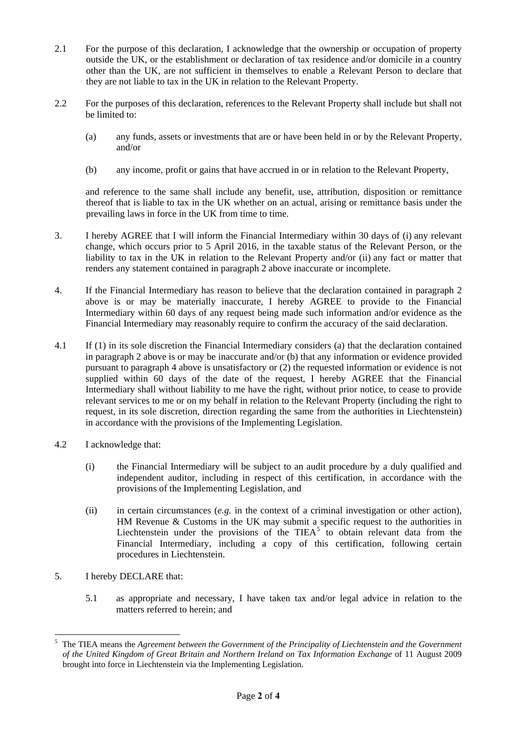2.1 For the purpose of this declaration, I acknowledge that the ownership or occupation of property outside the UK, or the establishment or declaration of tax residence and/or domicile in a country other than the UK, are not sufficient in themselves to enable a Relevant Person to declare that they are not liable to tax in the UK in relation to the Relevant Property.

2.2 For the purposes of this declaration, references to the Relevant Property shall include but shall not be limited to:

(a) any funds, assets or investments that are or have been held in or by the Relevant Property, and/or

(b) any income, profit or gains that have accrued in or in relation to the Relevant Property,

and reference to the same shall include any benefit, use, attribution, disposition or remittance thereof that is liable to tax in the UK whether on an actual, arising or remittance basis under the prevailing laws in force in the UK from time to time.

3. I hereby AGREE that I will inform the Financial Intermediary within 30 days of (i) any relevant change, which occurs prior to 5 April 2016, in the taxable status of the Relevant Person, or the liability to tax in the UK in relation to the Relevant Property and/or (ii) any fact or matter that renders any statement contained in paragraph 2 above inaccurate or incomplete.

4. If the Financial Intermediary has reason to believe that the declaration contained in paragraph 2 above is or may be materially inaccurate, I hereby AGREE to provide to the Financial Intermediary within 60 days of any request being made such information and/or evidence as the Financial Intermediary may reasonably require to confirm the accuracy of the said declaration.

4.1 If (1) in its sole discretion the Financial Intermediary considers (a) that the declaration contained in paragraph 2 above is or may be inaccurate and/or (b) that any information or evidence provided pursuant to paragraph 4 above is unsatisfactory or (2) the requested information or evidence is not supplied within 60 days of the date of the request, I hereby AGREE that the Financial Intermediary shall without liability to me have the right, without prior notice, to cease to provide relevant services to me or on my behalf in relation to the Relevant Property (including the right to request, in its sole discretion, direction regarding the same from the authorities in Liechtenstein) in accordance with the provisions of the Implementing Legislation.

4.2 I acknowledge that:

(i) the Financial Intermediary will be subject to an audit procedure by a duly qualified and independent auditor, including in respect of this certification, in accordance with the provisions of the Implementing Legislation, and

(ii) in certain circumstances (*e.g.* in the context of a criminal investigation or other action), HM Revenue & Customs in the UK may submit a specific request to the authorities in Liechtenstein under the provisions of the TIEA[5] to obtain relevant data from the Financial Intermediary, including a copy of this certification, following certain procedures in Liechtenstein.

5. I hereby DECLARE that:

5.1 as appropriate and necessary, I have taken tax and/or legal advice in relation to the matters referred to herein; and

---

[5] The TIEA means the *Agreement between the Government of the Principality of Liechtenstein and the Government of the United Kingdom of Great Britain and Northern Ireland on Tax Information Exchange* of 11 August 2009 brought into force in Liechtenstein via the Implementing Legislation.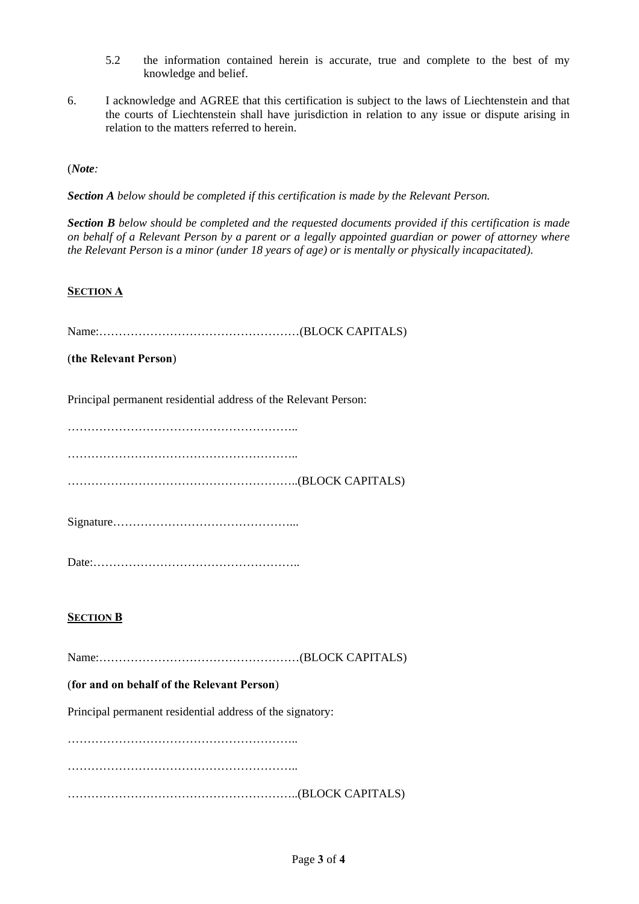5.2 the information contained herein is accurate, true and complete to the best of my knowledge and belief.

6. I acknowledge and AGREE that this certification is subject to the laws of Liechtenstein and that the courts of Liechtenstein shall have jurisdiction in relation to any issue or dispute arising in relation to the matters referred to herein.

(*Note:*

***Section A*** *below should be completed if this certification is made by the Relevant Person.*

***Section B*** *below should be completed and the requested documents provided if this certification is made on behalf of a Relevant Person by a parent or a legally appointed guardian or power of attorney where the Relevant Person is a minor (under 18 years of age) or is mentally or physically incapacitated).*

**SECTION A**

Name:……………………………………….……(BLOCK CAPITALS)

(**the Relevant Person**)

Principal permanent residential address of the Relevant Person:

…………………………………………………..

…………………………………………………..

…………………………………………………..(BLOCK CAPITALS)

Signature………………………………………...

Date:……………………………………………..

**SECTION B**

Name:……………………………………………(BLOCK CAPITALS)

(**for and on behalf of the Relevant Person**)

Principal permanent residential address of the signatory:

…………………………………………………..

…………………………………………………..

…………………………………………………..(BLOCK CAPITALS)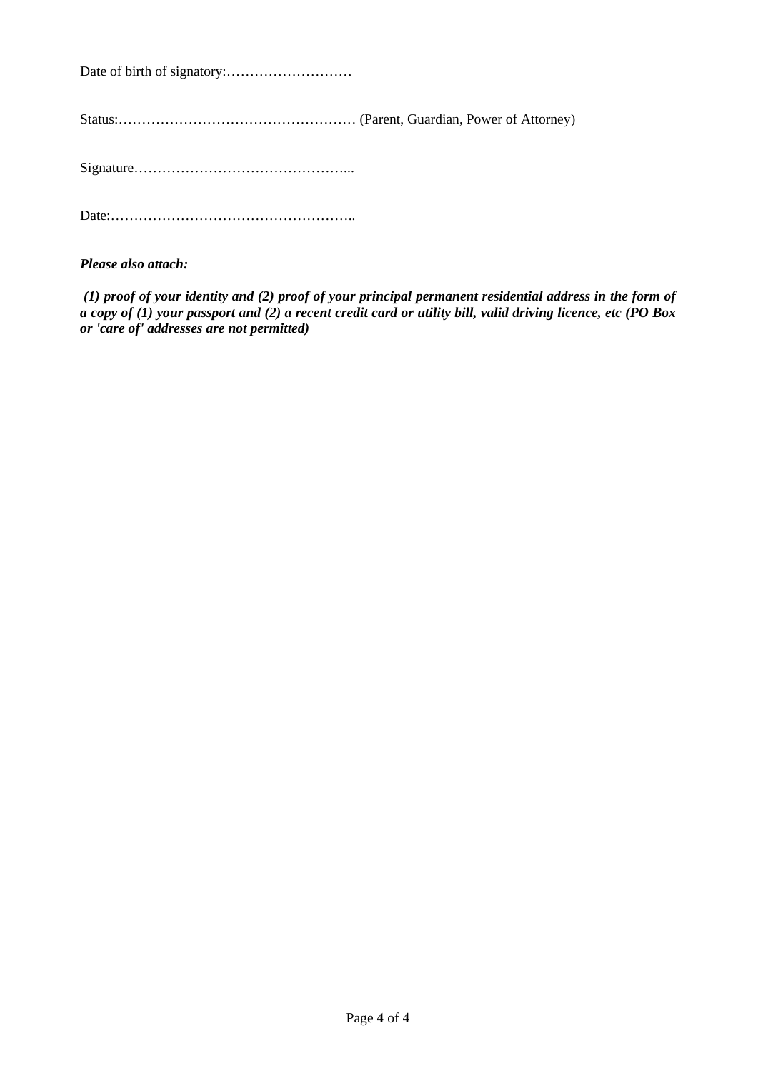Date of birth of signatory:………………………

Status:…………………………………………… (Parent, Guardian, Power of Attorney)

Signature………………………………………...

Date:……………………………………………..

***Please also attach:***

***(1) proof of your identity and (2) proof of your principal permanent residential address in the form of a copy of (1) your passport and (2) a recent credit card or utility bill, valid driving licence, etc (PO Box or 'care of' addresses are not permitted)***